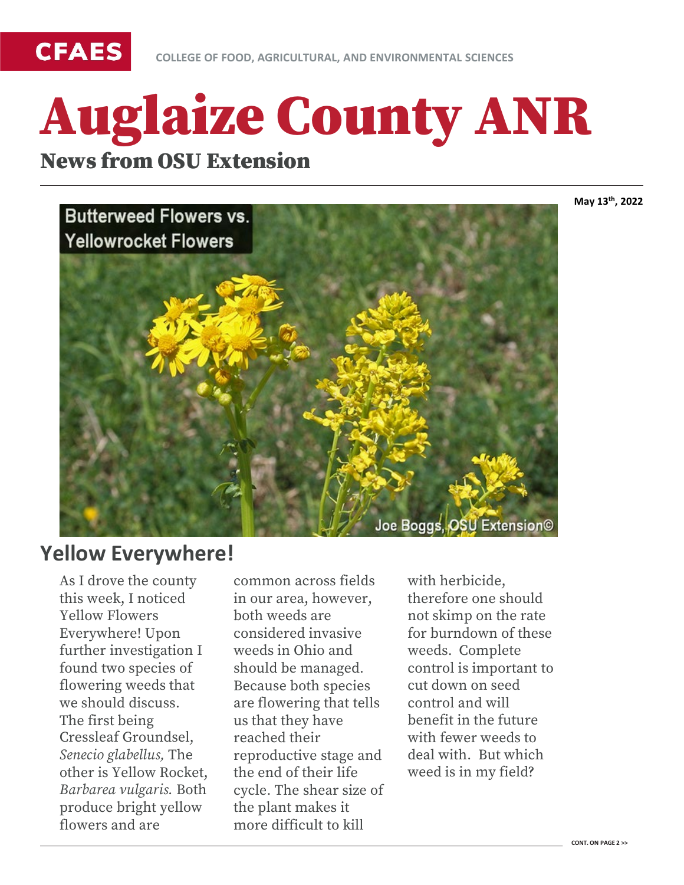CFAES

COLLEGE OF FOOD, AGRICULTURAL, AND ENVIRONMENTAL SCIENCES

# Auglaize County ANR

## News from OSU Extension

**May 13th, 2022**

## Yellow Everywhere!

As I drove the county this week, I noticed Yellow Flowers Everywhere! Upon further investigation I found two species of flowering weeds that we should discuss. The first being Cressleaf Groundsel, *Senecio glabellus,* The other is Yellow Rocket, *Barbarea vulgaris.* Both produce bright yellow flowers and are common across fields in our area, however, both weeds are considered invasive weeds in Ohio and should be managed. Because both species are flowering that tells us that they have reached their reproductive stage and the end of their life cycle. The shear size of the plant makes it more difficult to kill with herbicide, therefore one should not skimp on the rate for burndown of these weeds. Complete control is important to cut down on seed control and will benefit in the future with fewer weeds to deal with. But which weed is in my field?

CONT. ON PAGE 2 >>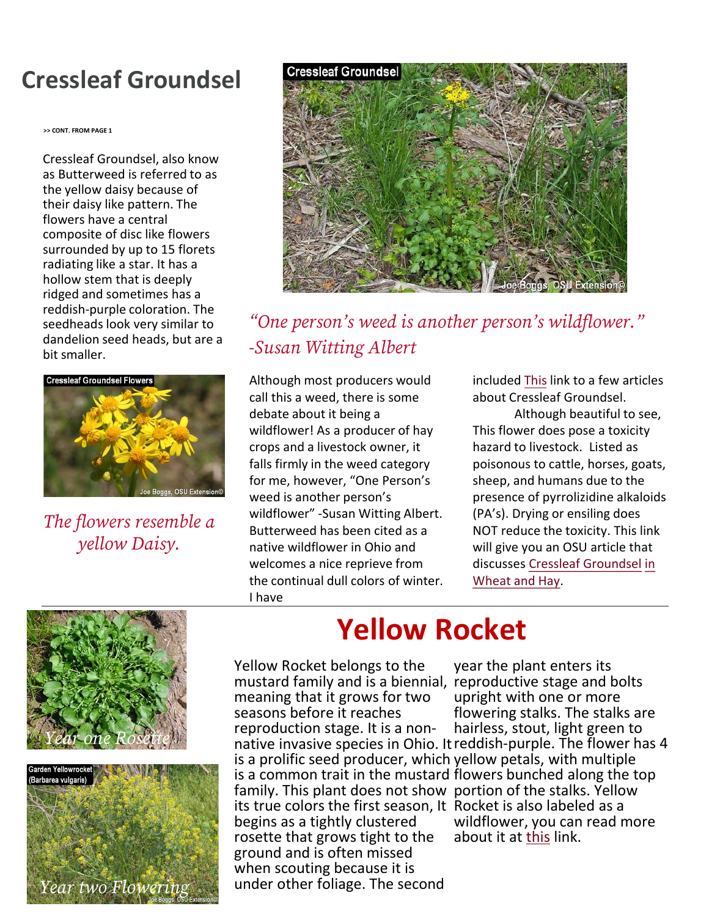# Cressleaf Groundsel

>> CONT. FROM PAGE 1

Cressleaf Groundsel, also know as Butterweed is referred to as the yellow daisy because of their daisy like pattern. The flowers have a central composite of disc like flowers surrounded by up to 15 florets radiating like a star. It has a hollow stem that is deeply ridged and sometimes has a reddish-purple coloration. The seedheads look very similar to dandelion seed heads, but are a bit smaller.

*The flowers resemble a yellow Daisy.*

*"One person's weed is another person's wildflower." -Susan Witting Albert*

Although most producers would call this a weed, there is some debate about it being a wildflower! As a producer of hay crops and a livestock owner, it falls firmly in the weed category for me, however, "One Person's weed is another person's wildflower" -Susan Witting Albert. Butterweed has been cited as a native wildflower in Ohio and welcomes a nice reprieve from the continual dull colors of winter. I have included This link to a few articles about Cressleaf Groundsel.

Although beautiful to see, This flower does pose a toxicity hazard to livestock. Listed as poisonous to cattle, horses, goats, sheep, and humans due to the presence of pyrrolizidine alkaloids (PA's). Drying or ensiling does NOT reduce the toxicity. This link will give you an OSU article that discusses Cressleaf Groundsel in Wheat and Hay.

# Yellow Rocket

*Year one Rosette*

*Year two Flowering*

Yellow Rocket belongs to the mustard family and is a biennial, meaning that it grows for two seasons before it reaches reproduction stage. It is a non-native invasive species in Ohio. It is a prolific seed producer, which is a common trait in the mustard family. This plant does not show its true colors the first season, It begins as a tightly clustered rosette that grows tight to the ground and is often missed when scouting because it is under other foliage. The second year the plant enters its reproductive stage and bolts upright with one or more flowering stalks. The stalks are hairless, stout, light green to reddish-purple. The flower has 4 yellow petals, with multiple flowers bunched along the top portion of the stalks. Yellow Rocket is also labeled as a wildflower, you can read more about it at this link.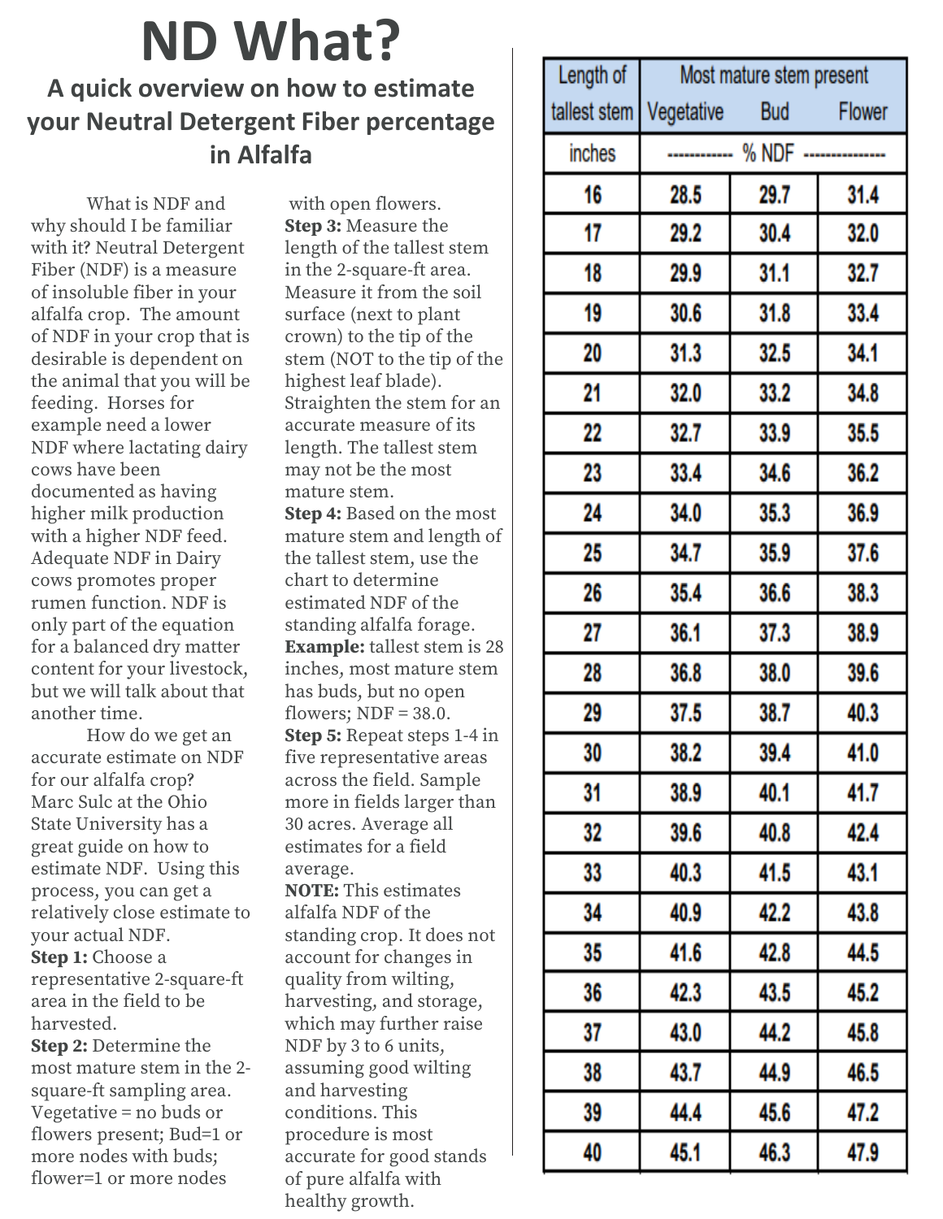# ND What?

## A quick overview on how to estimate your Neutral Detergent Fiber percentage in Alfalfa

What is NDF and why should I be familiar with it? Neutral Detergent Fiber (NDF) is a measure of insoluble fiber in your alfalfa crop. The amount of NDF in your crop that is desirable is dependent on the animal that you will be feeding. Horses for example need a lower NDF where lactating dairy cows have been documented as having higher milk production with a higher NDF feed. Adequate NDF in Dairy cows promotes proper rumen function. NDF is only part of the equation for a balanced dry matter content for your livestock, but we will talk about that another time.

How do we get an accurate estimate on NDF for our alfalfa crop? Marc Sulc at the Ohio State University has a great guide on how to estimate NDF. Using this process, you can get a relatively close estimate to your actual NDF.

**Step 1:** Choose a representative 2-square-ft area in the field to be harvested.

**Step 2:** Determine the most mature stem in the 2-square-ft sampling area. Vegetative = no buds or flowers present; Bud=1 or more nodes with buds; flower=1 or more nodes with open flowers.

**Step 3:** Measure the length of the tallest stem in the 2-square-ft area. Measure it from the soil surface (next to plant crown) to the tip of the stem (NOT to the tip of the highest leaf blade). Straighten the stem for an accurate measure of its length. The tallest stem may not be the most mature stem.

**Step 4:** Based on the most mature stem and length of the tallest stem, use the chart to determine estimated NDF of the standing alfalfa forage.

**Example:** tallest stem is 28 inches, most mature stem has buds, but no open flowers; NDF = 38.0.

**Step 5:** Repeat steps 1-4 in five representative areas across the field. Sample more in fields larger than 30 acres. Average all estimates for a field average.

**NOTE:** This estimates alfalfa NDF of the standing crop. It does not account for changes in quality from wilting, harvesting, and storage, which may further raise NDF by 3 to 6 units, assuming good wilting and harvesting conditions. This procedure is most accurate for good stands of pure alfalfa with healthy growth.

| Length of tallest stem | Most mature stem present | | |
|---|---|---|---|
| | Vegetative | Bud | Flower |
| inches | % NDF | | |
| 16 | 28.5 | 29.7 | 31.4 |
| 17 | 29.2 | 30.4 | 32.0 |
| 18 | 29.9 | 31.1 | 32.7 |
| 19 | 30.6 | 31.8 | 33.4 |
| 20 | 31.3 | 32.5 | 34.1 |
| 21 | 32.0 | 33.2 | 34.8 |
| 22 | 32.7 | 33.9 | 35.5 |
| 23 | 33.4 | 34.6 | 36.2 |
| 24 | 34.0 | 35.3 | 36.9 |
| 25 | 34.7 | 35.9 | 37.6 |
| 26 | 35.4 | 36.6 | 38.3 |
| 27 | 36.1 | 37.3 | 38.9 |
| 28 | 36.8 | 38.0 | 39.6 |
| 29 | 37.5 | 38.7 | 40.3 |
| 30 | 38.2 | 39.4 | 41.0 |
| 31 | 38.9 | 40.1 | 41.7 |
| 32 | 39.6 | 40.8 | 42.4 |
| 33 | 40.3 | 41.5 | 43.1 |
| 34 | 40.9 | 42.2 | 43.8 |
| 35 | 41.6 | 42.8 | 44.5 |
| 36 | 42.3 | 43.5 | 45.2 |
| 37 | 43.0 | 44.2 | 45.8 |
| 38 | 43.7 | 44.9 | 46.5 |
| 39 | 44.4 | 45.6 | 47.2 |
| 40 | 45.1 | 46.3 | 47.9 |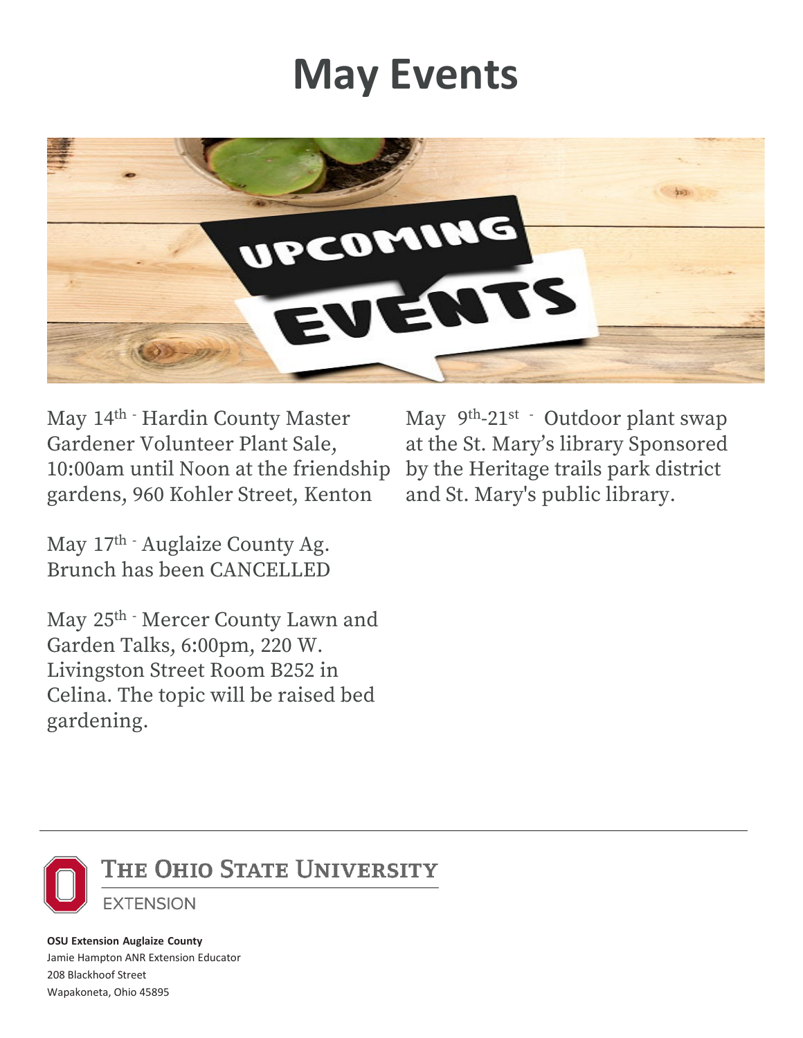# May Events

May 14th - Hardin County Master Gardener Volunteer Plant Sale, 10:00am until Noon at the friendship gardens, 960 Kohler Street, Kenton

May 17th - Auglaize County Ag. Brunch has been CANCELLED

May 25th - Mercer County Lawn and Garden Talks, 6:00pm, 220 W. Livingston Street Room B252 in Celina. The topic will be raised bed gardening.

May 9th-21st - Outdoor plant swap at the St. Mary's library Sponsored by the Heritage trails park district and St. Mary's public library.

THE OHIO STATE UNIVERSITY

EXTENSION

**OSU Extension Auglaize County**
Jamie Hampton ANR Extension Educator
208 Blackhoof Street
Wapakoneta, Ohio 45895